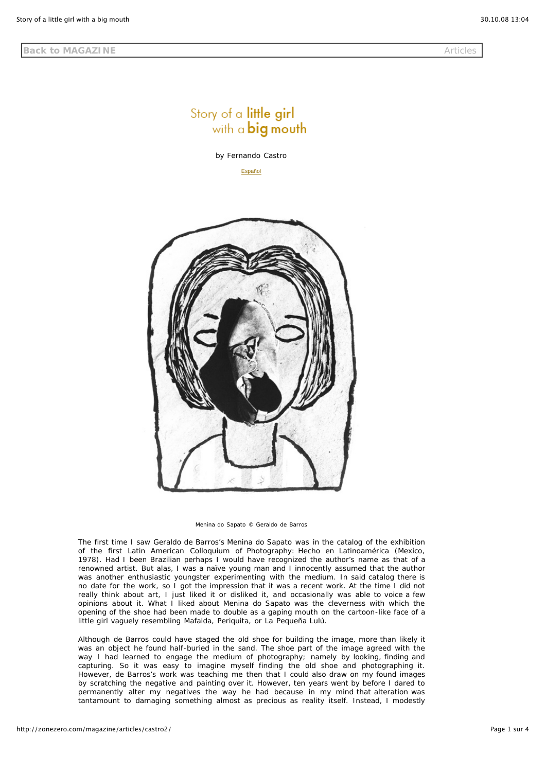Back to MAGAZINE    Articles

# Story of a little girl with a big mouth

by Fernando Castro

Español

Menina do Sapato © Geraldo de Barros

The first time I saw Geraldo de Barros's Menina do Sapato was in the catalog of the exhibition of the first Latin American Colloquium of Photography: Hecho en Latinoamérica (Mexico, 1978). Had I been Brazilian perhaps I would have recognized the author's name as that of a renowned artist. But alas, I was a naïve young man and I innocently assumed that the author was another enthusiastic youngster experimenting with the medium. In said catalog there is no date for the work, so I got the impression that it was a recent work. At the time I did not really think about art, I just liked it or disliked it, and occasionally was able to voice a few opinions about it. What I liked about Menina do Sapato was the cleverness with which the opening of the shoe had been made to double as a gaping mouth on the cartoon-like face of a little girl vaguely resembling Mafalda, Periquita, or La Pequeña Lulú.

Although de Barros could have staged the old shoe for building the image, more than likely it was an object he found half-buried in the sand. The shoe part of the image agreed with the way I had learned to engage the medium of photography; namely by looking, finding and capturing. So it was easy to imagine myself finding the old shoe and photographing it. However, de Barros's work was teaching me then that I could also draw on my found images by scratching the negative and painting over it. However, ten years went by before I dared to permanently alter my negatives the way he had because in my mind that alteration was tantamount to damaging something almost as precious as reality itself. Instead, I modestly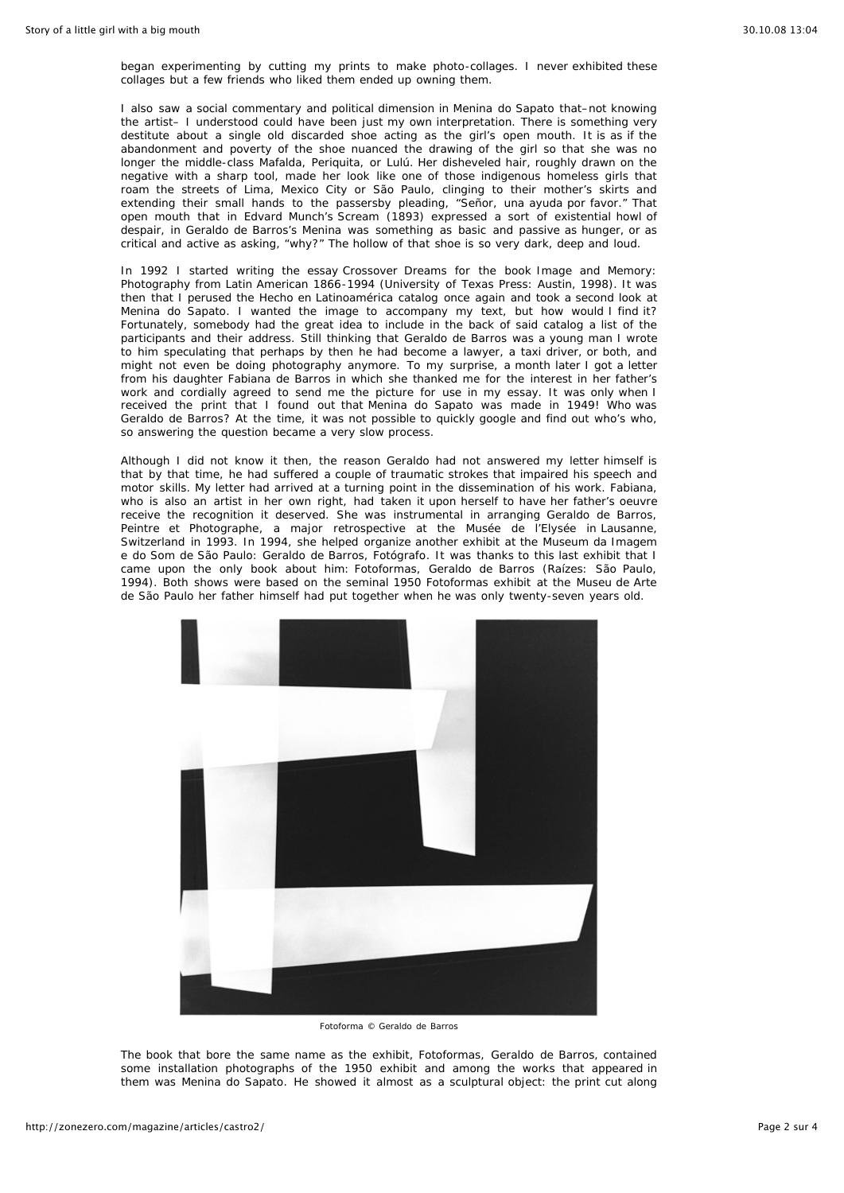began experimenting by cutting my prints to make photo-collages. I never exhibited these collages but a few friends who liked them ended up owning them.

I also saw a social commentary and political dimension in Menina do Sapato that–not knowing the artist– I understood could have been just my own interpretation. There is something very destitute about a single old discarded shoe acting as the girl's open mouth. It is as if the abandonment and poverty of the shoe nuanced the drawing of the girl so that she was no longer the middle-class Mafalda, Periquita, or Lulú. Her disheveled hair, roughly drawn on the negative with a sharp tool, made her look like one of those indigenous homeless girls that roam the streets of Lima, Mexico City or São Paulo, clinging to their mother's skirts and extending their small hands to the passersby pleading, "Señor, una ayuda por favor." That open mouth that in Edvard Munch's Scream (1893) expressed a sort of existential howl of despair, in Geraldo de Barros's Menina was something as basic and passive as hunger, or as critical and active as asking, "why?" The hollow of that shoe is so very dark, deep and loud.

In 1992 I started writing the essay Crossover Dreams for the book Image and Memory: Photography from Latin American 1866-1994 (University of Texas Press: Austin, 1998). It was then that I perused the Hecho en Latinoamérica catalog once again and took a second look at Menina do Sapato. I wanted the image to accompany my text, but how would I find it? Fortunately, somebody had the great idea to include in the back of said catalog a list of the participants and their address. Still thinking that Geraldo de Barros was a young man I wrote to him speculating that perhaps by then he had become a lawyer, a taxi driver, or both, and might not even be doing photography anymore. To my surprise, a month later I got a letter from his daughter Fabiana de Barros in which she thanked me for the interest in her father's work and cordially agreed to send me the picture for use in my essay. It was only when I received the print that I found out that Menina do Sapato was made in 1949! Who was Geraldo de Barros? At the time, it was not possible to quickly google and find out who's who, so answering the question became a very slow process.

Although I did not know it then, the reason Geraldo had not answered my letter himself is that by that time, he had suffered a couple of traumatic strokes that impaired his speech and motor skills. My letter had arrived at a turning point in the dissemination of his work. Fabiana, who is also an artist in her own right, had taken it upon herself to have her father's oeuvre receive the recognition it deserved. She was instrumental in arranging Geraldo de Barros, Peintre et Photographe, a major retrospective at the Musée de l'Elysée in Lausanne, Switzerland in 1993. In 1994, she helped organize another exhibit at the Museum da Imagem e do Som de São Paulo: Geraldo de Barros, Fotógrafo. It was thanks to this last exhibit that I came upon the only book about him: Fotoformas, Geraldo de Barros (Raízes: São Paulo, 1994). Both shows were based on the seminal 1950 Fotoformas exhibit at the Museu de Arte de São Paulo her father himself had put together when he was only twenty-seven years old.

Fotoforma © Geraldo de Barros

The book that bore the same name as the exhibit, Fotoformas, Geraldo de Barros, contained some installation photographs of the 1950 exhibit and among the works that appeared in them was Menina do Sapato. He showed it almost as a sculptural object: the print cut along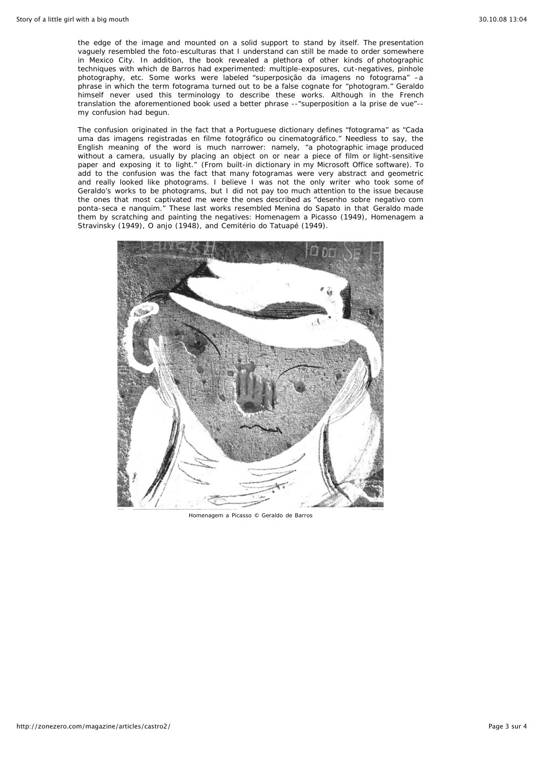the edge of the image and mounted on a solid support to stand by itself. The presentation vaguely resembled the foto-esculturas that I understand can still be made to order somewhere in Mexico City. In addition, the book revealed a plethora of other kinds of photographic techniques with which de Barros had experimented: multiple-exposures, cut-negatives, pinhole photography, etc. Some works were labeled "superposição da imagens no fotograma" –a phrase in which the term fotograma turned out to be a false cognate for "photogram." Geraldo himself never used this terminology to describe these works. Although in the French translation the aforementioned book used a better phrase --"superposition a la prise de vue"-- my confusion had begun.

The confusion originated in the fact that a Portuguese dictionary defines "fotograma" as "Cada uma das imagens registradas en filme fotográfico ou cinematográfico." Needless to say, the English meaning of the word is much narrower: namely, "a photographic image produced without a camera, usually by placing an object on or near a piece of film or light-sensitive paper and exposing it to light." (From built-in dictionary in my Microsoft Office software). To add to the confusion was the fact that many fotogramas were very abstract and geometric and really looked like photograms. I believe I was not the only writer who took some of Geraldo's works to be photograms, but I did not pay too much attention to the issue because the ones that most captivated me were the ones described as "desenho sobre negativo com ponta-seca e nanquim." These last works resembled Menina do Sapato in that Geraldo made them by scratching and painting the negatives: Homenagem a Picasso (1949), Homenagem a Stravinsky (1949), O anjo (1948), and Cemitério do Tatuapé (1949).

Homenagem a Picasso © Geraldo de Barros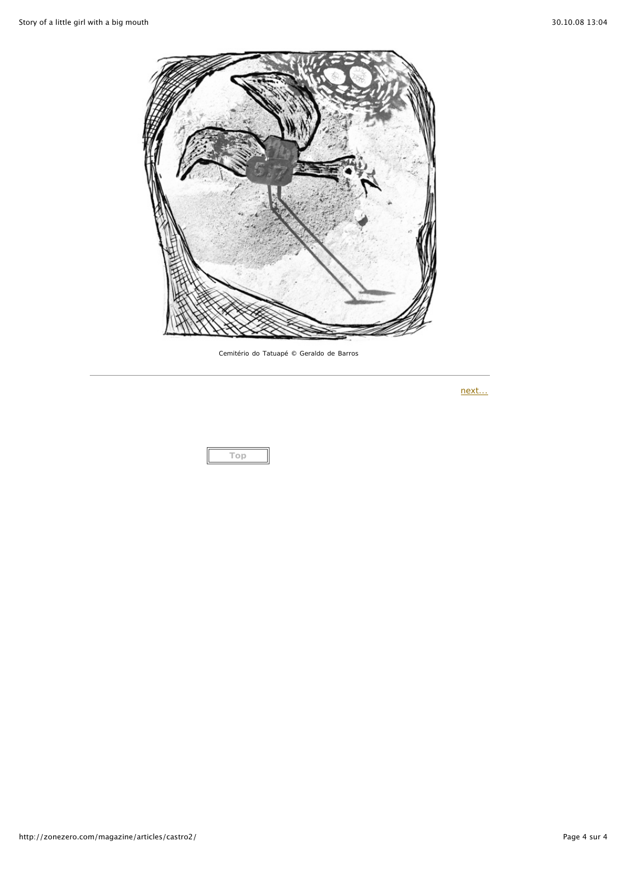Cemitério do Tatuapé © Geraldo de Barros

---

next...

Top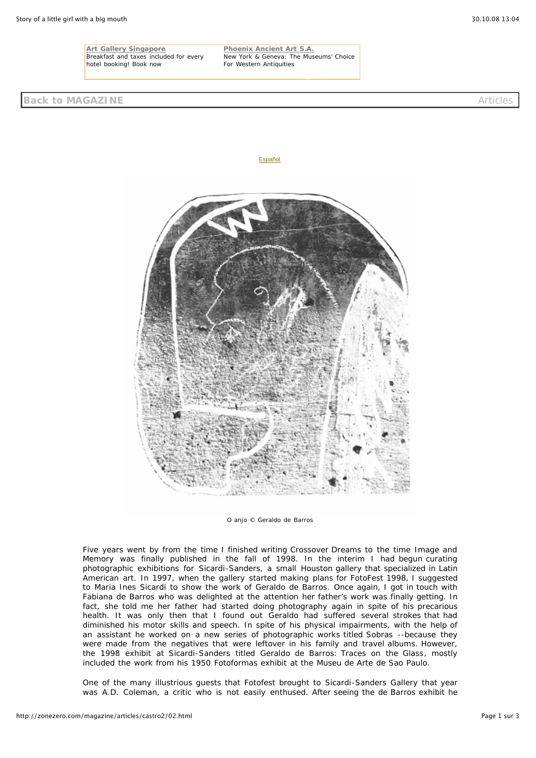Art Gallery Singapore
Breakfast and taxes included for every hotel booking! Book now

Phoenix Ancient Art S.A.
New York & Geneva: The Museums' Choice For Western Antiquities

**Back to MAGAZINE** Articles

Español

O anjo © Geraldo de Barros

Five years went by from the time I finished writing Crossover Dreams to the time Image and Memory was finally published in the fall of 1998. In the interim I had begun curating photographic exhibitions for Sicardi-Sanders, a small Houston gallery that specialized in Latin American art. In 1997, when the gallery started making plans for FotoFest 1998, I suggested to Maria Ines Sicardi to show the work of Geraldo de Barros. Once again, I got in touch with Fabiana de Barros who was delighted at the attention her father's work was finally getting. In fact, she told me her father had started doing photography again in spite of his precarious health. It was only then that I found out Geraldo had suffered several strokes that had diminished his motor skills and speech. In spite of his physical impairments, with the help of an assistant he worked on a new series of photographic works titled Sobras --because they were made from the negatives that were leftover in his family and travel albums. However, the 1998 exhibit at Sicardi-Sanders titled Geraldo de Barros: Traces on the Glass, mostly included the work from his 1950 Fotoformas exhibit at the Museu de Arte de Sao Paulo.

One of the many illustrious guests that Fotofest brought to Sicardi-Sanders Gallery that year was A.D. Coleman, a critic who is not easily enthused. After seeing the de Barros exhibit he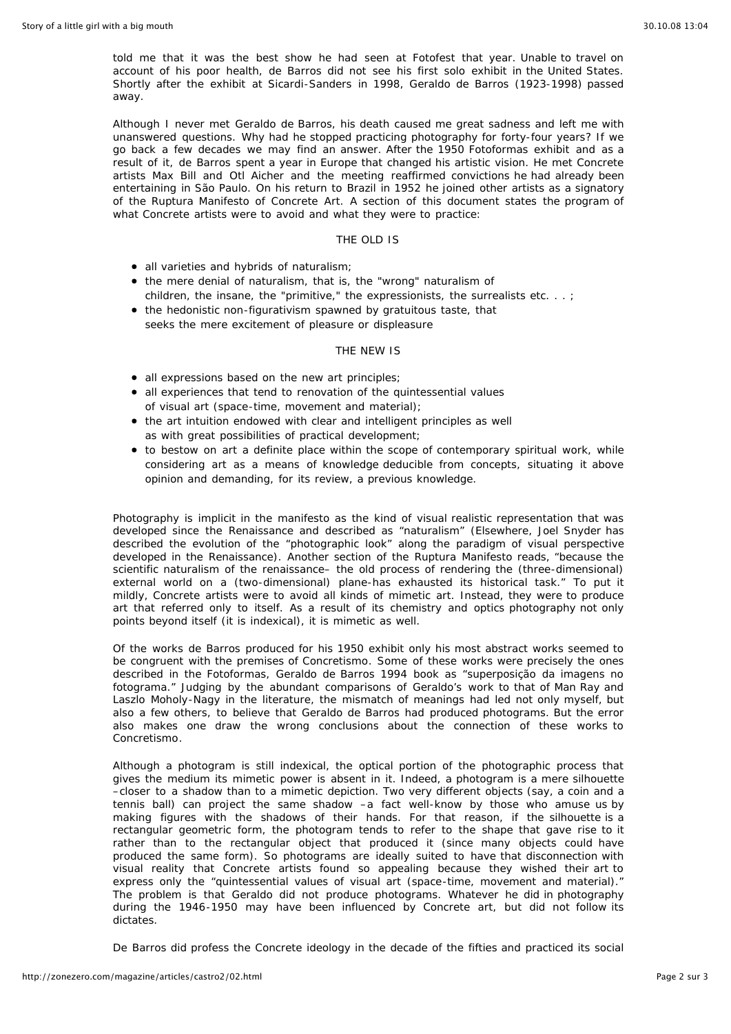told me that it was the best show he had seen at Fotofest that year. Unable to travel on account of his poor health, de Barros did not see his first solo exhibit in the United States. Shortly after the exhibit at Sicardi-Sanders in 1998, Geraldo de Barros (1923-1998) passed away.

Although I never met Geraldo de Barros, his death caused me great sadness and left me with unanswered questions. Why had he stopped practicing photography for forty-four years? If we go back a few decades we may find an answer. After the 1950 Fotoformas exhibit and as a result of it, de Barros spent a year in Europe that changed his artistic vision. He met Concrete artists Max Bill and Otl Aicher and the meeting reaffirmed convictions he had already been entertaining in São Paulo. On his return to Brazil in 1952 he joined other artists as a signatory of the Ruptura Manifesto of Concrete Art. A section of this document states the program of what Concrete artists were to avoid and what they were to practice:

THE OLD IS

- all varieties and hybrids of naturalism;
- the mere denial of naturalism, that is, the "wrong" naturalism of children, the insane, the "primitive," the expressionists, the surrealists etc. . . ;
- the hedonistic non-figurativism spawned by gratuitous taste, that seeks the mere excitement of pleasure or displeasure

THE NEW IS

- all expressions based on the new art principles;
- all experiences that tend to renovation of the quintessential values of visual art (space-time, movement and material);
- the art intuition endowed with clear and intelligent principles as well as with great possibilities of practical development;
- to bestow on art a definite place within the scope of contemporary spiritual work, while considering art as a means of knowledge deducible from concepts, situating it above opinion and demanding, for its review, a previous knowledge.

Photography is implicit in the manifesto as the kind of visual realistic representation that was developed since the Renaissance and described as "naturalism" (Elsewhere, Joel Snyder has described the evolution of the "photographic look" along the paradigm of visual perspective developed in the Renaissance). Another section of the Ruptura Manifesto reads, "because the scientific naturalism of the renaissance– the old process of rendering the (three-dimensional) external world on a (two-dimensional) plane-has exhausted its historical task." To put it mildly, Concrete artists were to avoid all kinds of mimetic art. Instead, they were to produce art that referred only to itself. As a result of its chemistry and optics photography not only points beyond itself (it is indexical), it is mimetic as well.

Of the works de Barros produced for his 1950 exhibit only his most abstract works seemed to be congruent with the premises of Concretismo. Some of these works were precisely the ones described in the Fotoformas, Geraldo de Barros 1994 book as "superposição da imagens no fotograma." Judging by the abundant comparisons of Geraldo's work to that of Man Ray and Laszlo Moholy-Nagy in the literature, the mismatch of meanings had led not only myself, but also a few others, to believe that Geraldo de Barros had produced photograms. But the error also makes one draw the wrong conclusions about the connection of these works to Concretismo.

Although a photogram is still indexical, the optical portion of the photographic process that gives the medium its mimetic power is absent in it. Indeed, a photogram is a mere silhouette –closer to a shadow than to a mimetic depiction. Two very different objects (say, a coin and a tennis ball) can project the same shadow –a fact well-know by those who amuse us by making figures with the shadows of their hands. For that reason, if the silhouette is a rectangular geometric form, the photogram tends to refer to the shape that gave rise to it rather than to the rectangular object that produced it (since many objects could have produced the same form). So photograms are ideally suited to have that disconnection with visual reality that Concrete artists found so appealing because they wished their art to express only the "quintessential values of visual art (space-time, movement and material)." The problem is that Geraldo did not produce photograms. Whatever he did in photography during the 1946-1950 may have been influenced by Concrete art, but did not follow its dictates.

De Barros did profess the Concrete ideology in the decade of the fifties and practiced its social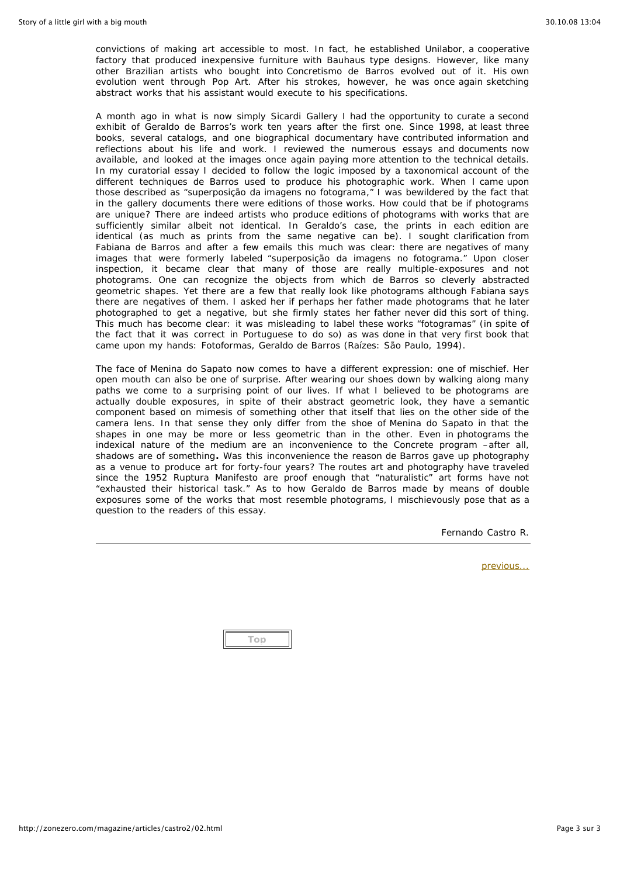convictions of making art accessible to most. In fact, he established Unilabor, a cooperative factory that produced inexpensive furniture with Bauhaus type designs. However, like many other Brazilian artists who bought into Concretismo de Barros evolved out of it. His own evolution went through Pop Art. After his strokes, however, he was once again sketching abstract works that his assistant would execute to his specifications.

A month ago in what is now simply Sicardi Gallery I had the opportunity to curate a second exhibit of Geraldo de Barros's work ten years after the first one. Since 1998, at least three books, several catalogs, and one biographical documentary have contributed information and reflections about his life and work. I reviewed the numerous essays and documents now available, and looked at the images once again paying more attention to the technical details. In my curatorial essay I decided to follow the logic imposed by a taxonomical account of the different techniques de Barros used to produce his photographic work. When I came upon those described as "superposição da imagens no fotograma," I was bewildered by the fact that in the gallery documents there were editions of those works. How could that be if photograms are unique? There are indeed artists who produce editions of photograms with works that are sufficiently similar albeit not identical. In Geraldo's case, the prints in each edition are identical (as much as prints from the same negative can be). I sought clarification from Fabiana de Barros and after a few emails this much was clear: there are negatives of many images that were formerly labeled "superposição da imagens no fotograma." Upon closer inspection, it became clear that many of those are really multiple-exposures and not photograms. One can recognize the objects from which de Barros so cleverly abstracted geometric shapes. Yet there are a few that really look like photograms although Fabiana says there are negatives of them. I asked her if perhaps her father made photograms that he later photographed to get a negative, but she firmly states her father never did this sort of thing. This much has become clear: it was misleading to label these works "fotogramas" (in spite of the fact that it was correct in Portuguese to do so) as was done in that very first book that came upon my hands: *Fotoformas, Geraldo de Barros* (Raízes: São Paulo, 1994).

The face of *Menina do Sapato* now comes to have a different expression: one of mischief. Her open mouth can also be one of surprise. After wearing our shoes down by walking along many paths we come to a surprising point of our lives. If what I believed to be photograms are actually double exposures, in spite of their abstract geometric look, they have a semantic component based on mimesis of something other that itself that lies on the other side of the camera lens. In that sense they only differ from the shoe of *Menina do Sapato* in that the shapes in one may be more or less geometric than in the other. Even in photograms the indexical nature of the medium are an inconvenience to the Concrete program –after all, shadows are of something**.** Was this inconvenience the reason de Barros gave up photography as a venue to produce art for forty-four years? The routes art and photography have traveled since the 1952 Ruptura Manifesto are proof enough that "naturalistic" art forms have not "exhausted their historical task." As to how Geraldo de Barros made by means of double exposures some of the works that most resemble photograms, I mischievously pose that as a question to the readers of this essay.

Fernando Castro R.

---

previous...

Top